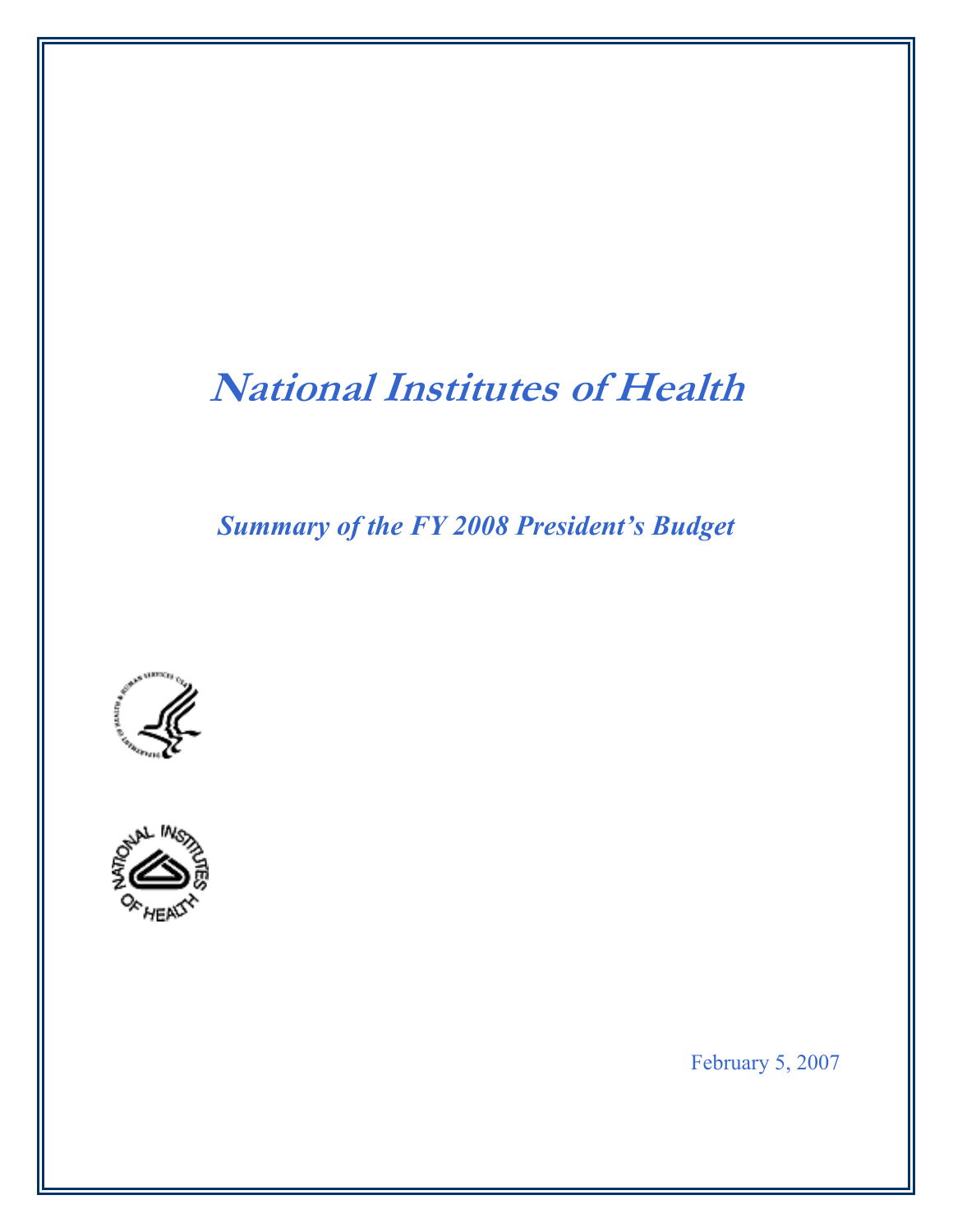# *National Institutes of Health*

## *Summary of the FY 2008 President's Budget*

February 5, 2007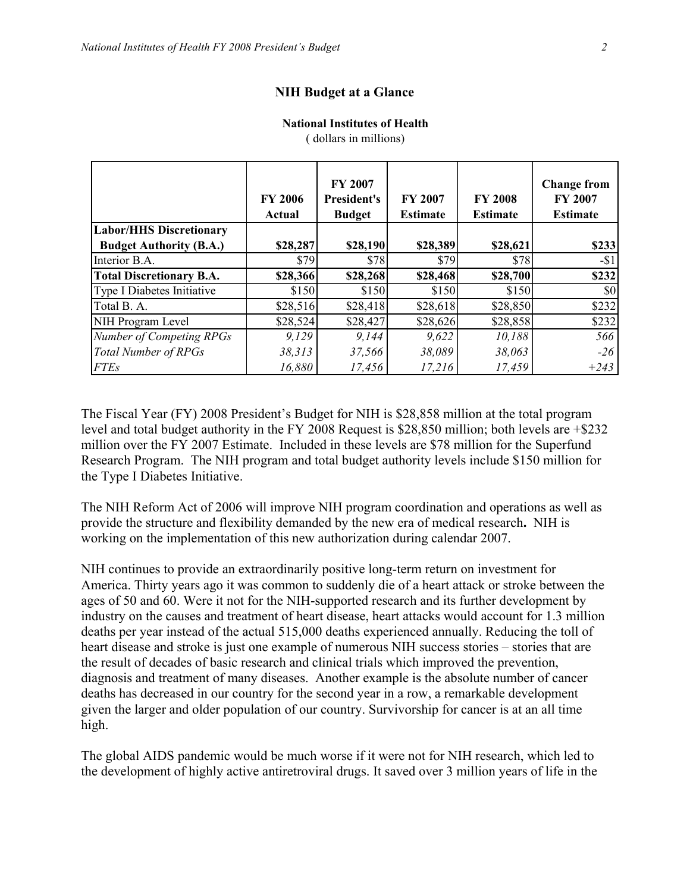## NIH Budget at a Glance

**National Institutes of Health**
( dollars in millions)

| | FY 2006 Actual | FY 2007 President's Budget | FY 2007 Estimate | FY 2008 Estimate | Change from FY 2007 Estimate |
|---|---|---|---|---|---|
| **Labor/HHS Discretionary Budget Authority (B.A.)** | **$28,287** | **$28,190** | **$28,389** | **$28,621** | **$233** |
| Interior B.A. | $79 | $78 | $79 | $78 | -$1 |
| **Total Discretionary B.A.** | **$28,366** | **$28,268** | **$28,468** | **$28,700** | **$232** |
| Type I Diabetes Initiative | $150 | $150 | $150 | $150 | $0 |
| Total B. A. | $28,516 | $28,418 | $28,618 | $28,850 | $232 |
| NIH Program Level | $28,524 | $28,427 | $28,626 | $28,858 | $232 |
| *Number of Competing RPGs* | *9,129* | *9,144* | *9,622* | *10,188* | *566* |
| *Total Number of RPGs* | *38,313* | *37,566* | *38,089* | *38,063* | *-26* |
| *FTEs* | *16,880* | *17,456* | *17,216* | *17,459* | *+243* |

The Fiscal Year (FY) 2008 President's Budget for NIH is $28,858 million at the total program level and total budget authority in the FY 2008 Request is $28,850 million; both levels are +$232 million over the FY 2007 Estimate. Included in these levels are $78 million for the Superfund Research Program. The NIH program and total budget authority levels include $150 million for the Type I Diabetes Initiative.

The NIH Reform Act of 2006 will improve NIH program coordination and operations as well as provide the structure and flexibility demanded by the new era of medical research**.** NIH is working on the implementation of this new authorization during calendar 2007.

NIH continues to provide an extraordinarily positive long-term return on investment for America. Thirty years ago it was common to suddenly die of a heart attack or stroke between the ages of 50 and 60. Were it not for the NIH-supported research and its further development by industry on the causes and treatment of heart disease, heart attacks would account for 1.3 million deaths per year instead of the actual 515,000 deaths experienced annually. Reducing the toll of heart disease and stroke is just one example of numerous NIH success stories – stories that are the result of decades of basic research and clinical trials which improved the prevention, diagnosis and treatment of many diseases. Another example is the absolute number of cancer deaths has decreased in our country for the second year in a row, a remarkable development given the larger and older population of our country. Survivorship for cancer is at an all time high.

The global AIDS pandemic would be much worse if it were not for NIH research, which led to the development of highly active antiretroviral drugs. It saved over 3 million years of life in the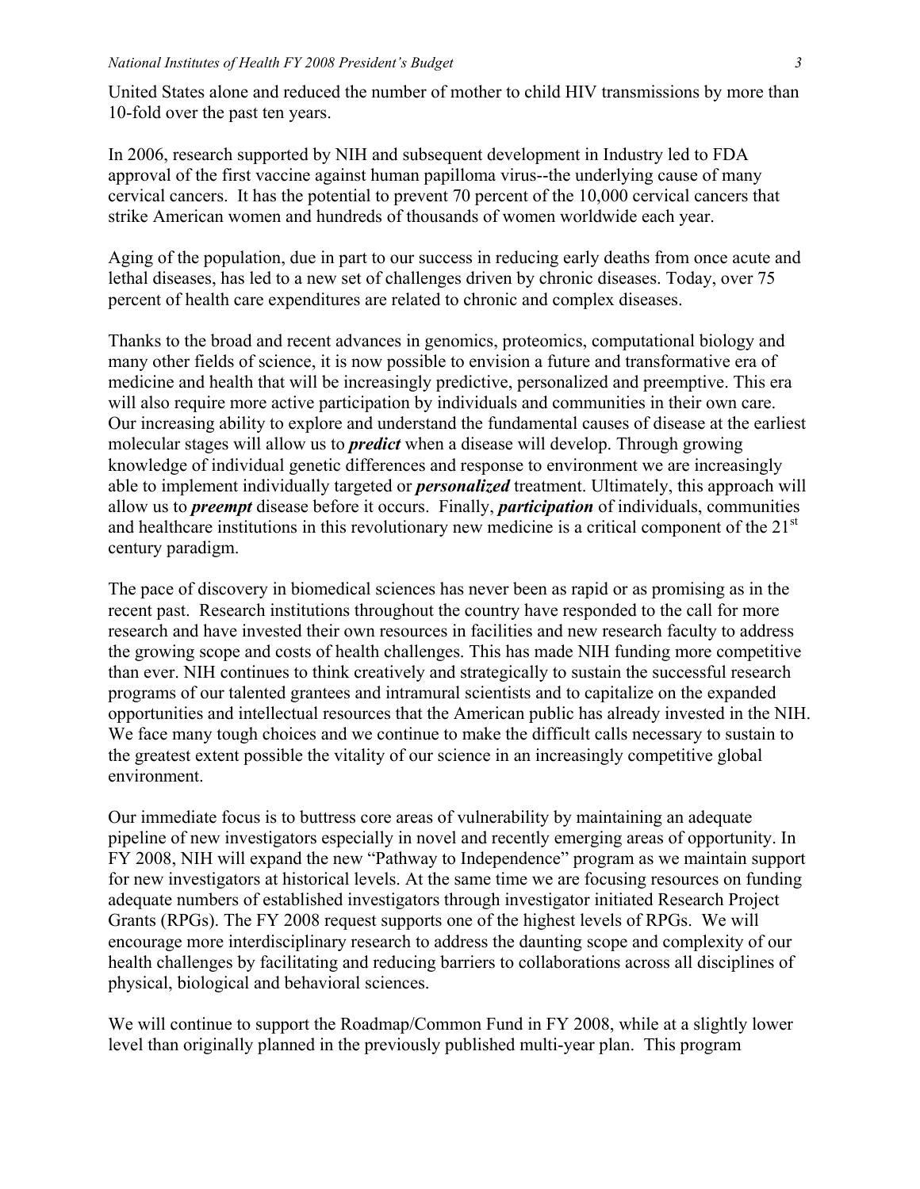United States alone and reduced the number of mother to child HIV transmissions by more than 10-fold over the past ten years.

In 2006, research supported by NIH and subsequent development in Industry led to FDA approval of the first vaccine against human papilloma virus--the underlying cause of many cervical cancers. It has the potential to prevent 70 percent of the 10,000 cervical cancers that strike American women and hundreds of thousands of women worldwide each year.

Aging of the population, due in part to our success in reducing early deaths from once acute and lethal diseases, has led to a new set of challenges driven by chronic diseases. Today, over 75 percent of health care expenditures are related to chronic and complex diseases.

Thanks to the broad and recent advances in genomics, proteomics, computational biology and many other fields of science, it is now possible to envision a future and transformative era of medicine and health that will be increasingly predictive, personalized and preemptive. This era will also require more active participation by individuals and communities in their own care. Our increasing ability to explore and understand the fundamental causes of disease at the earliest molecular stages will allow us to ***predict*** when a disease will develop. Through growing knowledge of individual genetic differences and response to environment we are increasingly able to implement individually targeted or ***personalized*** treatment. Ultimately, this approach will allow us to ***preempt*** disease before it occurs. Finally, ***participation*** of individuals, communities and healthcare institutions in this revolutionary new medicine is a critical component of the 21st century paradigm.

The pace of discovery in biomedical sciences has never been as rapid or as promising as in the recent past. Research institutions throughout the country have responded to the call for more research and have invested their own resources in facilities and new research faculty to address the growing scope and costs of health challenges. This has made NIH funding more competitive than ever. NIH continues to think creatively and strategically to sustain the successful research programs of our talented grantees and intramural scientists and to capitalize on the expanded opportunities and intellectual resources that the American public has already invested in the NIH. We face many tough choices and we continue to make the difficult calls necessary to sustain to the greatest extent possible the vitality of our science in an increasingly competitive global environment.

Our immediate focus is to buttress core areas of vulnerability by maintaining an adequate pipeline of new investigators especially in novel and recently emerging areas of opportunity. In FY 2008, NIH will expand the new "Pathway to Independence" program as we maintain support for new investigators at historical levels. At the same time we are focusing resources on funding adequate numbers of established investigators through investigator initiated Research Project Grants (RPGs). The FY 2008 request supports one of the highest levels of RPGs. We will encourage more interdisciplinary research to address the daunting scope and complexity of our health challenges by facilitating and reducing barriers to collaborations across all disciplines of physical, biological and behavioral sciences.

We will continue to support the Roadmap/Common Fund in FY 2008, while at a slightly lower level than originally planned in the previously published multi-year plan. This program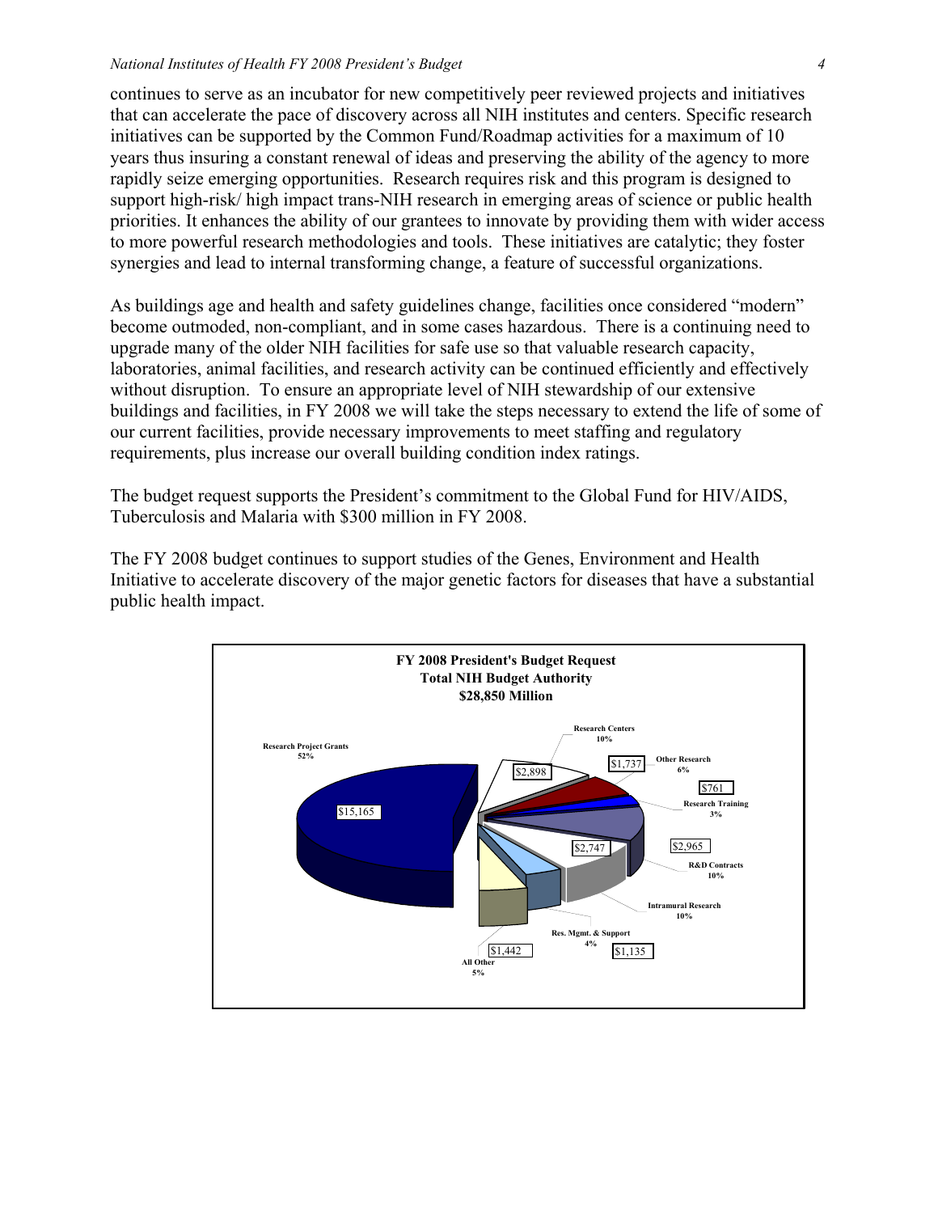continues to serve as an incubator for new competitively peer reviewed projects and initiatives that can accelerate the pace of discovery across all NIH institutes and centers. Specific research initiatives can be supported by the Common Fund/Roadmap activities for a maximum of 10 years thus insuring a constant renewal of ideas and preserving the ability of the agency to more rapidly seize emerging opportunities. Research requires risk and this program is designed to support high-risk/ high impact trans-NIH research in emerging areas of science or public health priorities. It enhances the ability of our grantees to innovate by providing them with wider access to more powerful research methodologies and tools. These initiatives are catalytic; they foster synergies and lead to internal transforming change, a feature of successful organizations.

As buildings age and health and safety guidelines change, facilities once considered "modern" become outmoded, non-compliant, and in some cases hazardous. There is a continuing need to upgrade many of the older NIH facilities for safe use so that valuable research capacity, laboratories, animal facilities, and research activity can be continued efficiently and effectively without disruption. To ensure an appropriate level of NIH stewardship of our extensive buildings and facilities, in FY 2008 we will take the steps necessary to extend the life of some of our current facilities, provide necessary improvements to meet staffing and regulatory requirements, plus increase our overall building condition index ratings.

The budget request supports the President's commitment to the Global Fund for HIV/AIDS, Tuberculosis and Malaria with $300 million in FY 2008.

The FY 2008 budget continues to support studies of the Genes, Environment and Health Initiative to accelerate discovery of the major genetic factors for diseases that have a substantial public health impact.

**FY 2008 President's Budget Request**
**Total NIH Budget Authority**
**$28,850 Million**

| Category | Amount | Percent |
| --- | --- | --- |
| Research Project Grants | $15,165 | 52% |
| Research Centers | $2,898 | 10% |
| Other Research | $1,737 | 6% |
| Research Training | $761 | 3% |
| R&D Contracts | $2,965 | 10% |
| Intramural Research | $2,747 | 10% |
| Res. Mgmt. & Support | $1,135 | 4% |
| All Other | $1,442 | 5% |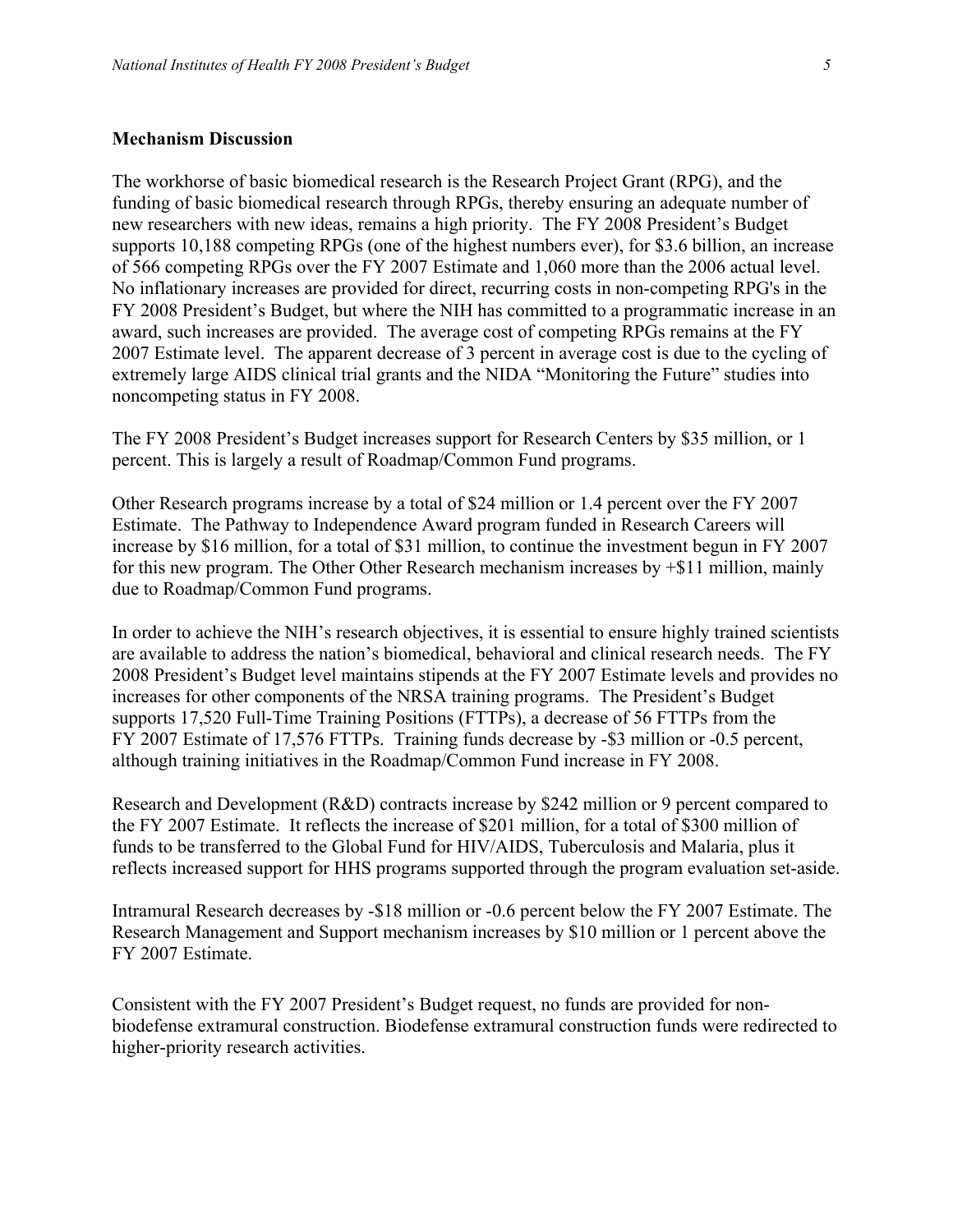**Mechanism Discussion**

The workhorse of basic biomedical research is the Research Project Grant (RPG), and the funding of basic biomedical research through RPGs, thereby ensuring an adequate number of new researchers with new ideas, remains a high priority. The FY 2008 President's Budget supports 10,188 competing RPGs (one of the highest numbers ever), for $3.6 billion, an increase of 566 competing RPGs over the FY 2007 Estimate and 1,060 more than the 2006 actual level. No inflationary increases are provided for direct, recurring costs in non-competing RPG's in the FY 2008 President's Budget, but where the NIH has committed to a programmatic increase in an award, such increases are provided. The average cost of competing RPGs remains at the FY 2007 Estimate level. The apparent decrease of 3 percent in average cost is due to the cycling of extremely large AIDS clinical trial grants and the NIDA "Monitoring the Future" studies into noncompeting status in FY 2008.

The FY 2008 President's Budget increases support for Research Centers by $35 million, or 1 percent. This is largely a result of Roadmap/Common Fund programs.

Other Research programs increase by a total of $24 million or 1.4 percent over the FY 2007 Estimate. The Pathway to Independence Award program funded in Research Careers will increase by $16 million, for a total of $31 million, to continue the investment begun in FY 2007 for this new program. The Other Other Research mechanism increases by +$11 million, mainly due to Roadmap/Common Fund programs.

In order to achieve the NIH's research objectives, it is essential to ensure highly trained scientists are available to address the nation's biomedical, behavioral and clinical research needs. The FY 2008 President's Budget level maintains stipends at the FY 2007 Estimate levels and provides no increases for other components of the NRSA training programs. The President's Budget supports 17,520 Full-Time Training Positions (FTTPs), a decrease of 56 FTTPs from the FY 2007 Estimate of 17,576 FTTPs. Training funds decrease by -$3 million or -0.5 percent, although training initiatives in the Roadmap/Common Fund increase in FY 2008.

Research and Development (R&D) contracts increase by $242 million or 9 percent compared to the FY 2007 Estimate. It reflects the increase of $201 million, for a total of $300 million of funds to be transferred to the Global Fund for HIV/AIDS, Tuberculosis and Malaria, plus it reflects increased support for HHS programs supported through the program evaluation set-aside.

Intramural Research decreases by -$18 million or -0.6 percent below the FY 2007 Estimate. The Research Management and Support mechanism increases by $10 million or 1 percent above the FY 2007 Estimate.

Consistent with the FY 2007 President's Budget request, no funds are provided for non-biodefense extramural construction. Biodefense extramural construction funds were redirected to higher-priority research activities.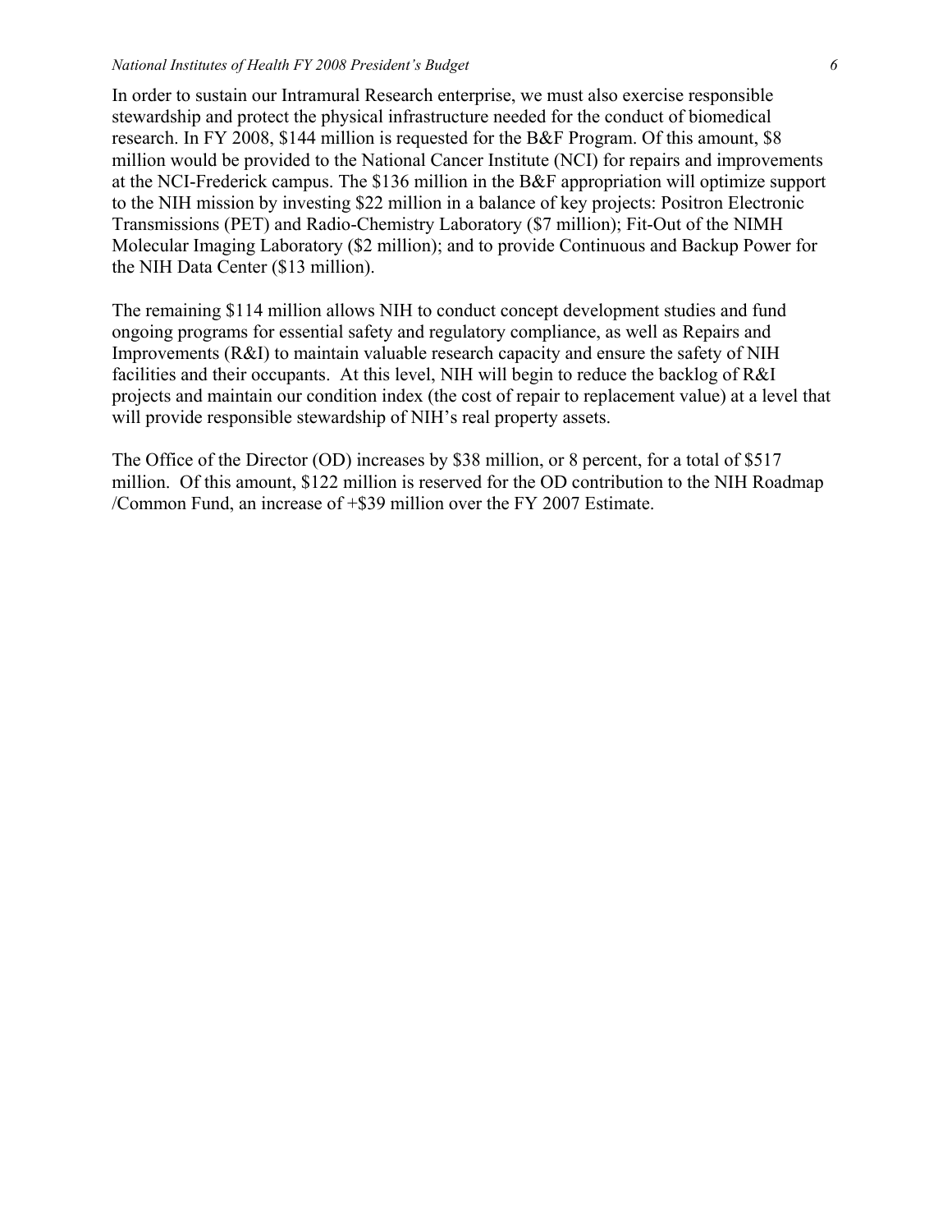In order to sustain our Intramural Research enterprise, we must also exercise responsible stewardship and protect the physical infrastructure needed for the conduct of biomedical research. In FY 2008, $144 million is requested for the B&F Program. Of this amount, $8 million would be provided to the National Cancer Institute (NCI) for repairs and improvements at the NCI-Frederick campus. The $136 million in the B&F appropriation will optimize support to the NIH mission by investing $22 million in a balance of key projects: Positron Electronic Transmissions (PET) and Radio-Chemistry Laboratory ($7 million); Fit-Out of the NIMH Molecular Imaging Laboratory ($2 million); and to provide Continuous and Backup Power for the NIH Data Center ($13 million).

The remaining $114 million allows NIH to conduct concept development studies and fund ongoing programs for essential safety and regulatory compliance, as well as Repairs and Improvements (R&I) to maintain valuable research capacity and ensure the safety of NIH facilities and their occupants. At this level, NIH will begin to reduce the backlog of R&I projects and maintain our condition index (the cost of repair to replacement value) at a level that will provide responsible stewardship of NIH's real property assets.

The Office of the Director (OD) increases by $38 million, or 8 percent, for a total of $517 million. Of this amount, $122 million is reserved for the OD contribution to the NIH Roadmap /Common Fund, an increase of +$39 million over the FY 2007 Estimate.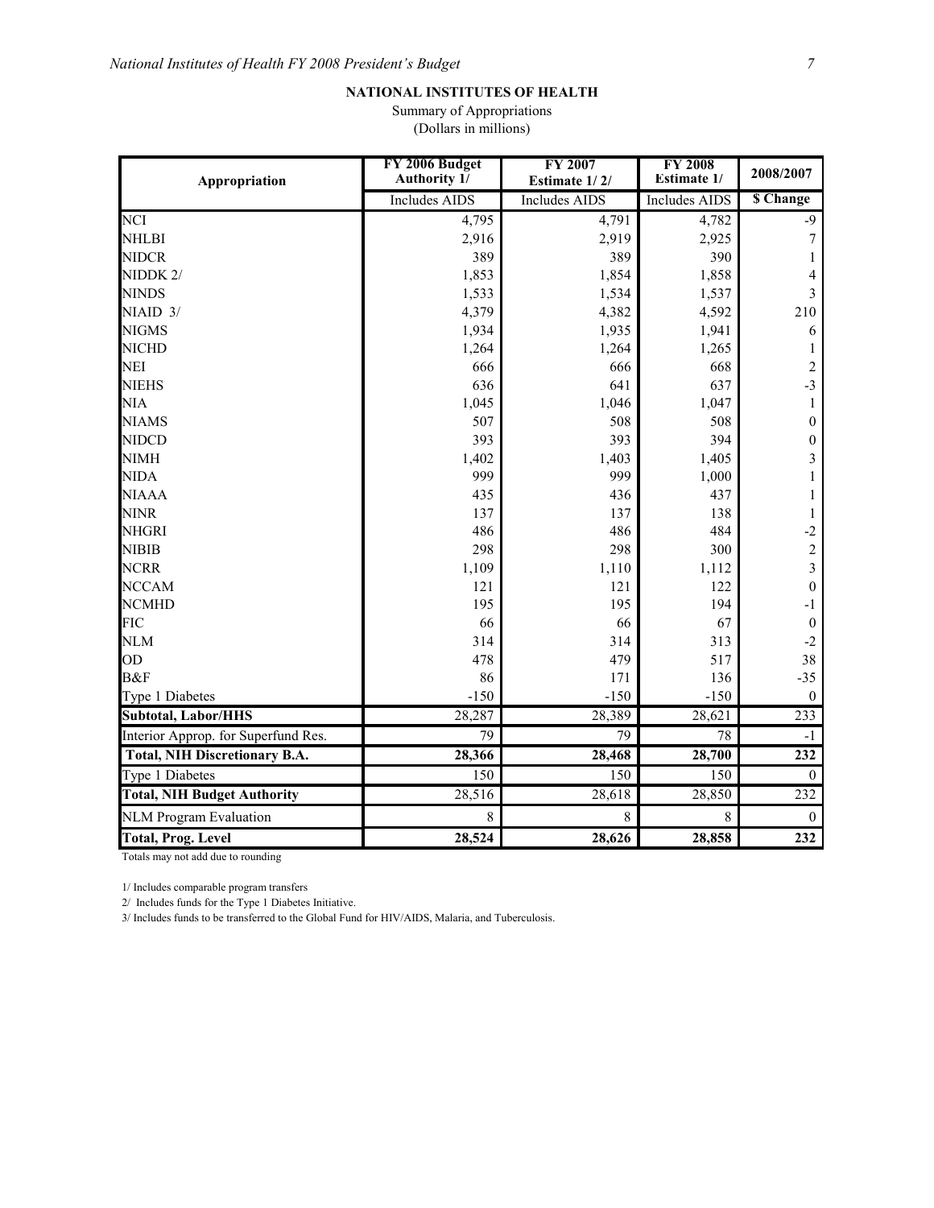**NATIONAL INSTITUTES OF HEALTH**

Summary of Appropriations
(Dollars in millions)

| Appropriation | FY 2006 Budget Authority 1/ | FY 2007 Estimate 1/ 2/ | FY 2008 Estimate 1/ | 2008/2007 |
|---|---|---|---|---|
| | Includes AIDS | Includes AIDS | Includes AIDS | $ Change |
| NCI | 4,795 | 4,791 | 4,782 | -9 |
| NHLBI | 2,916 | 2,919 | 2,925 | 7 |
| NIDCR | 389 | 389 | 390 | 1 |
| NIDDK 2/ | 1,853 | 1,854 | 1,858 | 4 |
| NINDS | 1,533 | 1,534 | 1,537 | 3 |
| NIAID 3/ | 4,379 | 4,382 | 4,592 | 210 |
| NIGMS | 1,934 | 1,935 | 1,941 | 6 |
| NICHD | 1,264 | 1,264 | 1,265 | 1 |
| NEI | 666 | 666 | 668 | 2 |
| NIEHS | 636 | 641 | 637 | -3 |
| NIA | 1,045 | 1,046 | 1,047 | 1 |
| NIAMS | 507 | 508 | 508 | 0 |
| NIDCD | 393 | 393 | 394 | 0 |
| NIMH | 1,402 | 1,403 | 1,405 | 3 |
| NIDA | 999 | 999 | 1,000 | 1 |
| NIAAA | 435 | 436 | 437 | 1 |
| NINR | 137 | 137 | 138 | 1 |
| NHGRI | 486 | 486 | 484 | -2 |
| NIBIB | 298 | 298 | 300 | 2 |
| NCRR | 1,109 | 1,110 | 1,112 | 3 |
| NCCAM | 121 | 121 | 122 | 0 |
| NCMHD | 195 | 195 | 194 | -1 |
| FIC | 66 | 66 | 67 | 0 |
| NLM | 314 | 314 | 313 | -2 |
| OD | 478 | 479 | 517 | 38 |
| B&F | 86 | 171 | 136 | -35 |
| Type 1 Diabetes | -150 | -150 | -150 | 0 |
| **Subtotal, Labor/HHS** | 28,287 | 28,389 | 28,621 | 233 |
| Interior Approp. for Superfund Res. | 79 | 79 | 78 | -1 |
| **Total, NIH Discretionary B.A.** | **28,366** | **28,468** | **28,700** | **232** |
| Type 1 Diabetes | 150 | 150 | 150 | 0 |
| **Total, NIH Budget Authority** | 28,516 | 28,618 | 28,850 | 232 |
| NLM Program Evaluation | 8 | 8 | 8 | 0 |
| **Total, Prog. Level** | **28,524** | **28,626** | **28,858** | **232** |

Totals may not add due to rounding

1/ Includes comparable program transfers

2/ Includes funds for the Type 1 Diabetes Initiative.

3/ Includes funds to be transferred to the Global Fund for HIV/AIDS, Malaria, and Tuberculosis.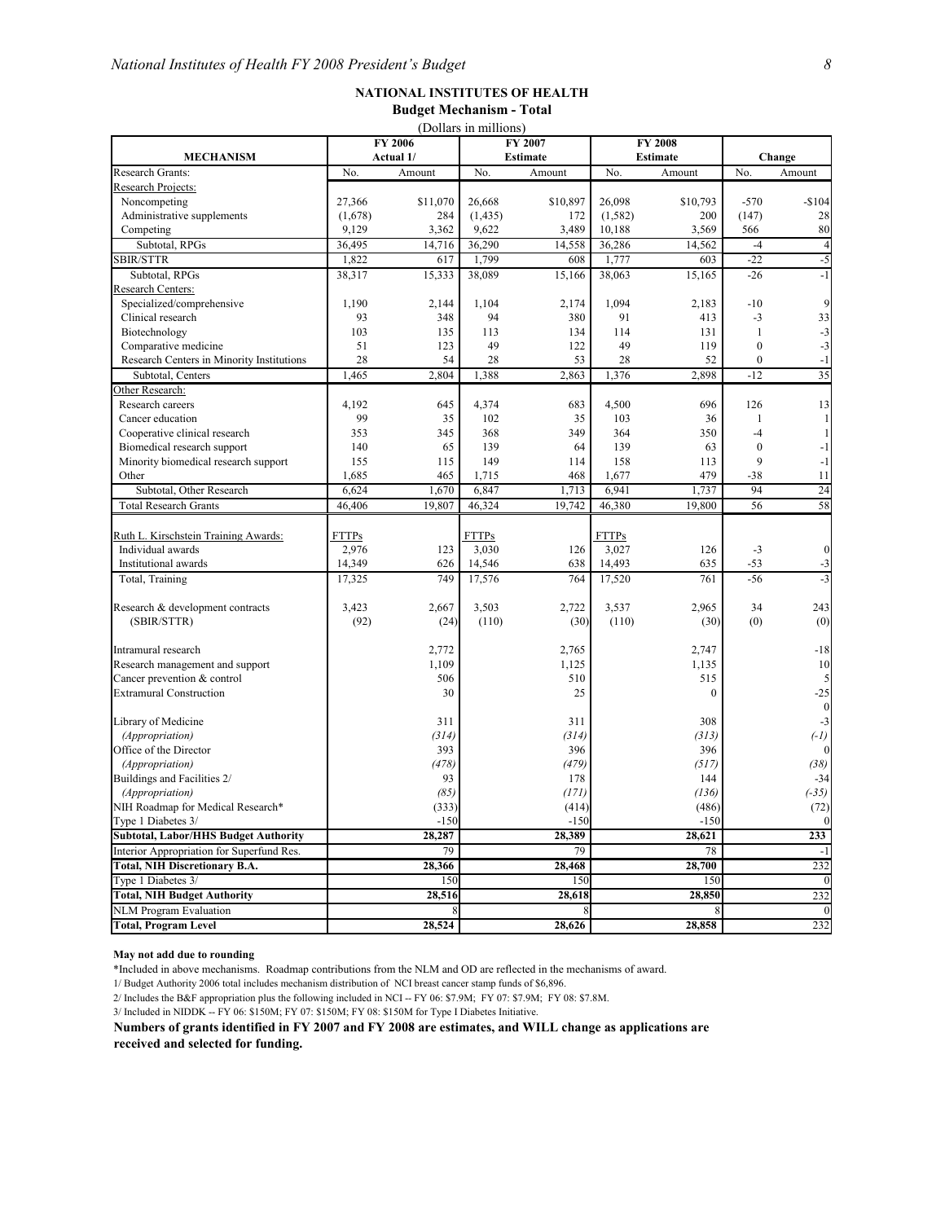## NATIONAL INSTITUTES OF HEALTH

### Budget Mechanism - Total

(Dollars in millions)

| MECHANISM | FY 2006 Actual 1/ | | FY 2007 Estimate | | FY 2008 Estimate | | Change | |
|---|---|---|---|---|---|---|---|---|
| Research Grants: | No. | Amount | No. | Amount | No. | Amount | No. | Amount |
| Research Projects: | | | | | | | | |
| Noncompeting | 27,366 | $11,070 | 26,668 | $10,897 | 26,098 | $10,793 | -570 | -$104 |
| Administrative supplements | (1,678) | 284 | (1,435) | 172 | (1,582) | 200 | (147) | 28 |
| Competing | 9,129 | 3,362 | 9,622 | 3,489 | 10,188 | 3,569 | 566 | 80 |
| Subtotal, RPGs | 36,495 | 14,716 | 36,290 | 14,558 | 36,286 | 14,562 | -4 | 4 |
| SBIR/STTR | 1,822 | 617 | 1,799 | 608 | 1,777 | 603 | -22 | -5 |
| Subtotal, RPGs | 38,317 | 15,333 | 38,089 | 15,166 | 38,063 | 15,165 | -26 | -1 |
| Research Centers: | | | | | | | | |
| Specialized/comprehensive | 1,190 | 2,144 | 1,104 | 2,174 | 1,094 | 2,183 | -10 | 9 |
| Clinical research | 93 | 348 | 94 | 380 | 91 | 413 | -3 | 33 |
| Biotechnology | 103 | 135 | 113 | 134 | 114 | 131 | 1 | -3 |
| Comparative medicine | 51 | 123 | 49 | 122 | 49 | 119 | 0 | -3 |
| Research Centers in Minority Institutions | 28 | 54 | 28 | 53 | 28 | 52 | 0 | -1 |
| Subtotal, Centers | 1,465 | 2,804 | 1,388 | 2,863 | 1,376 | 2,898 | -12 | 35 |
| Other Research: | | | | | | | | |
| Research careers | 4,192 | 645 | 4,374 | 683 | 4,500 | 696 | 126 | 13 |
| Cancer education | 99 | 35 | 102 | 35 | 103 | 36 | 1 | 1 |
| Cooperative clinical research | 353 | 345 | 368 | 349 | 364 | 350 | -4 | 1 |
| Biomedical research support | 140 | 65 | 139 | 64 | 139 | 63 | 0 | -1 |
| Minority biomedical research support | 155 | 115 | 149 | 114 | 158 | 113 | 9 | -1 |
| Other | 1,685 | 465 | 1,715 | 468 | 1,677 | 479 | -38 | 11 |
| Subtotal, Other Research | 6,624 | 1,670 | 6,847 | 1,713 | 6,941 | 1,737 | 94 | 24 |
| Total Research Grants | 46,406 | 19,807 | 46,324 | 19,742 | 46,380 | 19,800 | 56 | 58 |
| Ruth L. Kirschstein Training Awards: | FTTPs | | FTTPs | | FTTPs | | | |
| Individual awards | 2,976 | 123 | 3,030 | 126 | 3,027 | 126 | -3 | 0 |
| Institutional awards | 14,349 | 626 | 14,546 | 638 | 14,493 | 635 | -53 | -3 |
| Total, Training | 17,325 | 749 | 17,576 | 764 | 17,520 | 761 | -56 | -3 |
| Research & development contracts | 3,423 | 2,667 | 3,503 | 2,722 | 3,537 | 2,965 | 34 | 243 |
| (SBIR/STTR) | (92) | (24) | (110) | (30) | (110) | (30) | (0) | (0) |
| Intramural research | | 2,772 | | 2,765 | | 2,747 | | -18 |
| Research management and support | | 1,109 | | 1,125 | | 1,135 | | 10 |
| Cancer prevention & control | | 506 | | 510 | | 515 | | 5 |
| Extramural Construction | | 30 | | 25 | | 0 | | -25 |
| | | | | | | | | 0 |
| Library of Medicine | | 311 | | 311 | | 308 | | -3 |
| *(Appropriation)* | | *(314)* | | *(314)* | | *(313)* | | *(-1)* |
| Office of the Director | | 393 | | 396 | | 396 | | 0 |
| *(Appropriation)* | | *(478)* | | *(479)* | | *(517)* | | *(38)* |
| Buildings and Facilities 2/ | | 93 | | 178 | | 144 | | -34 |
| *(Appropriation)* | | *(85)* | | *(171)* | | *(136)* | | *(-35)* |
| NIH Roadmap for Medical Research* | | (333) | | (414) | | (486) | | (72) |
| Type 1 Diabetes 3/ | | -150 | | -150 | | -150 | | 0 |
| **Subtotal, Labor/HHS Budget Authority** | | **28,287** | | **28,389** | | **28,621** | | **233** |
| Interior Appropriation for Superfund Res. | | 79 | | 79 | | 78 | | -1 |
| **Total, NIH Discretionary B.A.** | | **28,366** | | **28,468** | | **28,700** | | 232 |
| Type 1 Diabetes 3/ | | 150 | | 150 | | 150 | | 0 |
| **Total, NIH Budget Authority** | | **28,516** | | **28,618** | | **28,850** | | 232 |
| NLM Program Evaluation | | 8 | | 8 | | 8 | | 0 |
| **Total, Program Level** | | **28,524** | | **28,626** | | **28,858** | | 232 |

**May not add due to rounding**

*Included in above mechanisms. Roadmap contributions from the NLM and OD are reflected in the mechanisms of award.

1/ Budget Authority 2006 total includes mechanism distribution of NCI breast cancer stamp funds of $6,896.

2/ Includes the B&F appropriation plus the following included in NCI -- FY 06: $7.9M; FY 07: $7.9M; FY 08: $7.8M.

3/ Included in NIDDK -- FY 06: $150M; FY 07: $150M; FY 08: $150M for Type I Diabetes Initiative.

**Numbers of grants identified in FY 2007 and FY 2008 are estimates, and WILL change as applications are received and selected for funding.**